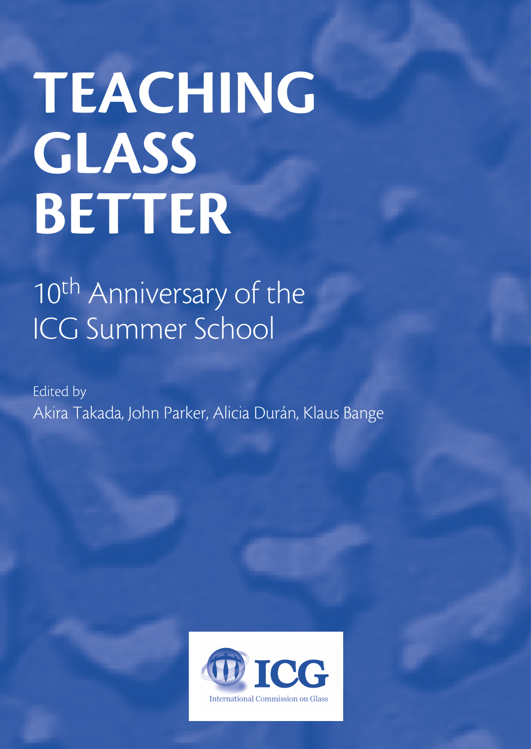# TEACHING GLASS BETTER

## 10th Anniversary of the ICG Summer School

Edited by

Akira Takada, John Parker, Alicia Durán, Klaus Bange

ICG

International Commission on Glass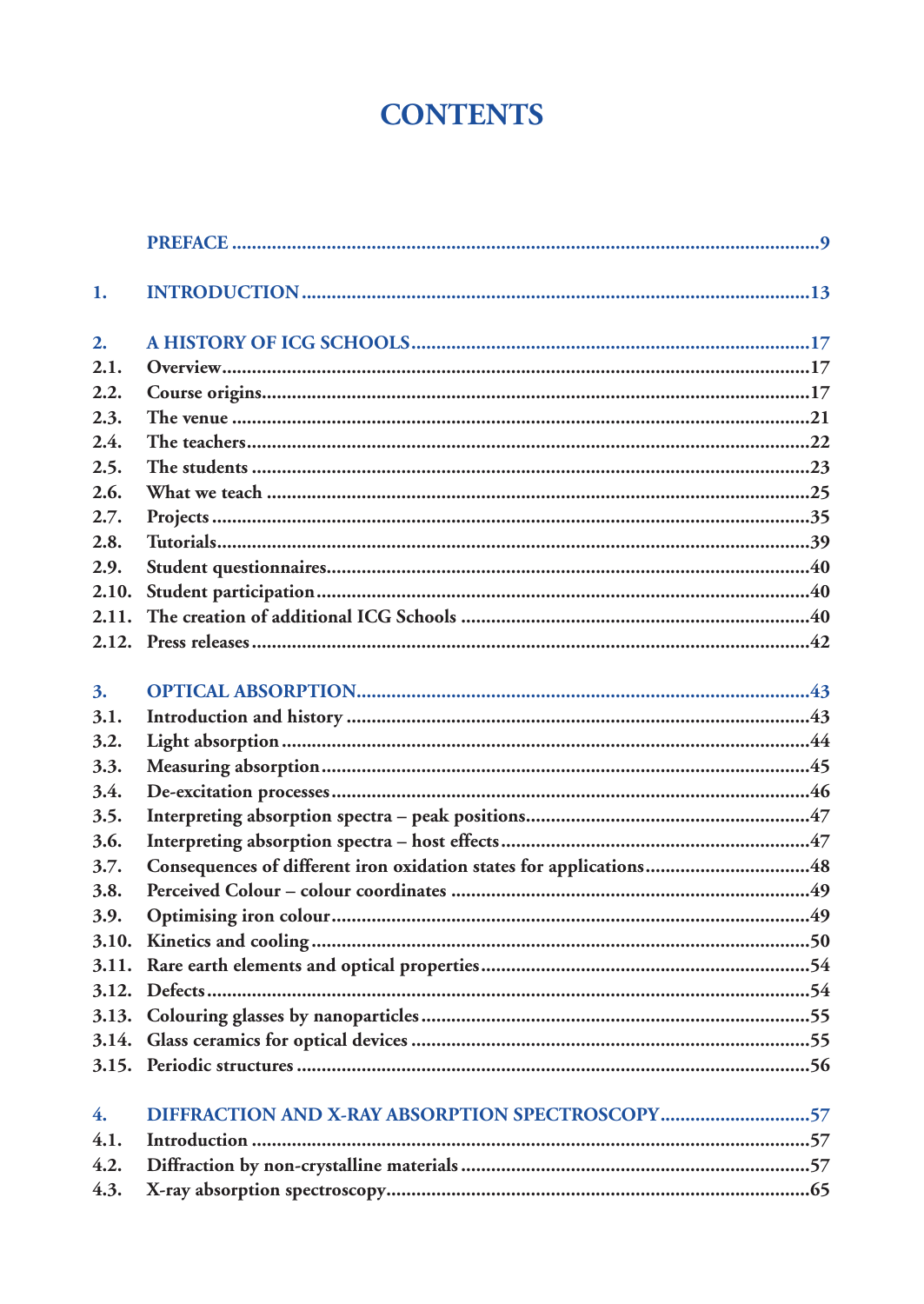# CONTENTS

| | | |
|---|---|---|
| | PREFACE | 9 |
| 1. | INTRODUCTION | 13 |
| 2. | A HISTORY OF ICG SCHOOLS | 17 |
| 2.1. | Overview | 17 |
| 2.2. | Course origins | 17 |
| 2.3. | The venue | 21 |
| 2.4. | The teachers | 22 |
| 2.5. | The students | 23 |
| 2.6. | What we teach | 25 |
| 2.7. | Projects | 35 |
| 2.8. | Tutorials | 39 |
| 2.9. | Student questionnaires | 40 |
| 2.10. | Student participation | 40 |
| 2.11. | The creation of additional ICG Schools | 40 |
| 2.12. | Press releases | 42 |
| 3. | OPTICAL ABSORPTION | 43 |
| 3.1. | Introduction and history | 43 |
| 3.2. | Light absorption | 44 |
| 3.3. | Measuring absorption | 45 |
| 3.4. | De-excitation processes | 46 |
| 3.5. | Interpreting absorption spectra – peak positions | 47 |
| 3.6. | Interpreting absorption spectra – host effects | 47 |
| 3.7. | Consequences of different iron oxidation states for applications | 48 |
| 3.8. | Perceived Colour – colour coordinates | 49 |
| 3.9. | Optimising iron colour | 49 |
| 3.10. | Kinetics and cooling | 50 |
| 3.11. | Rare earth elements and optical properties | 54 |
| 3.12. | Defects | 54 |
| 3.13. | Colouring glasses by nanoparticles | 55 |
| 3.14. | Glass ceramics for optical devices | 55 |
| 3.15. | Periodic structures | 56 |
| 4. | DIFFRACTION AND X-RAY ABSORPTION SPECTROSCOPY | 57 |
| 4.1. | Introduction | 57 |
| 4.2. | Diffraction by non-crystalline materials | 57 |
| 4.3. | X-ray absorption spectroscopy | 65 |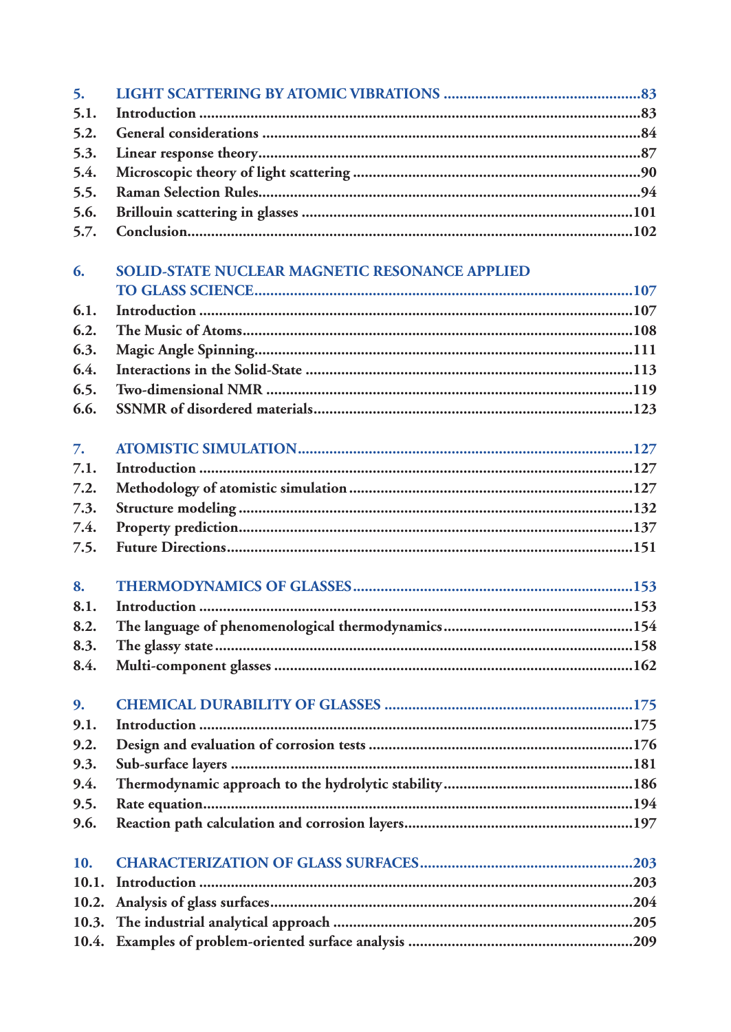**5. LIGHT SCATTERING BY ATOMIC VIBRATIONS ....................................................83**

5.1. Introduction ....................................................................................................83

5.2. General considerations ......................................................................................84

5.3. Linear response theory.......................................................................................87

5.4. Microscopic theory of light scattering ...............................................................90

5.5. Raman Selection Rules.......................................................................................94

5.6. Brillouin scattering in glasses ...........................................................................101

5.7. Conclusion.......................................................................................................102

**6. SOLID-STATE NUCLEAR MAGNETIC RESONANCE APPLIED TO GLASS SCIENCE.....................................................................................................107**

6.1. Introduction ....................................................................................................107

6.2. The Music of Atoms.........................................................................................108

6.3. Magic Angle Spinning.......................................................................................111

6.4. Interactions in the Solid-State ..........................................................................113

6.5. Two-dimensional NMR ....................................................................................119

6.6. SSNMR of disordered materials........................................................................123

**7. ATOMISTIC SIMULATION.............................................................................127**

7.1. Introduction ....................................................................................................127

7.2. Methodology of atomistic simulation ...............................................................127

7.3. Structure modeling ..........................................................................................132

7.4. Property prediction..........................................................................................137

7.5. Future Directions.............................................................................................151

**8. THERMODYNAMICS OF GLASSES ...............................................................153**

8.1. Introduction ....................................................................................................153

8.2. The language of phenomenological thermodynamics.......................................154

8.3. The glassy state ................................................................................................158

8.4. Multi-component glasses .................................................................................162

**9. CHEMICAL DURABILITY OF GLASSES .......................................................175**

9.1. Introduction ....................................................................................................175

9.2. Design and evaluation of corrosion tests ..........................................................176

9.3. Sub-surface layers ............................................................................................181

9.4. Thermodynamic approach to the hydrolytic stability........................................186

9.5. Rate equation...................................................................................................194

9.6. Reaction path calculation and corrosion layers..................................................197

**10. CHARACTERIZATION OF GLASS SURFACES..............................................203**

10.1. Introduction ...................................................................................................203

10.2. Analysis of glass surfaces..................................................................................204

10.3. The industrial analytical approach ...................................................................205

10.4. Examples of problem-oriented surface analysis ................................................209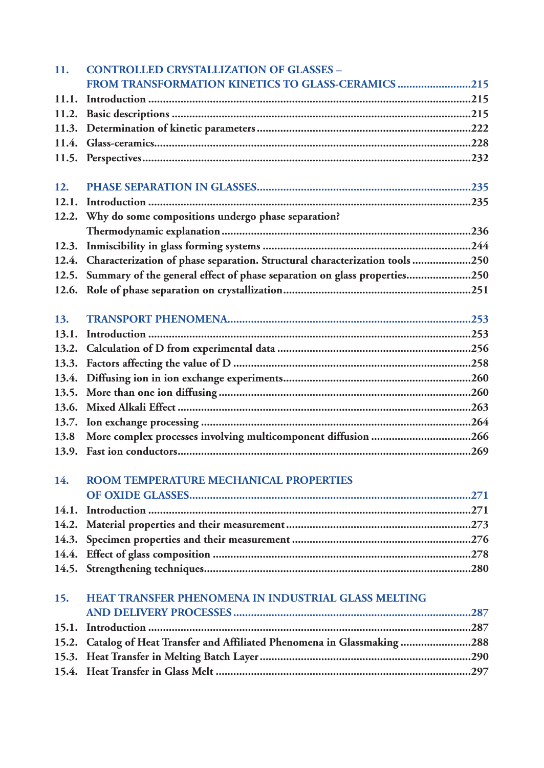**11. CONTROLLED CRYSTALLIZATION OF GLASSES – FROM TRANSFORMATION KINETICS TO GLASS-CERAMICS** ........................215

11.1. Introduction ........................215
11.2. Basic descriptions ........................215
11.3. Determination of kinetic parameters ........................222
11.4. Glass-ceramics ........................228
11.5. Perspectives ........................232

**12. PHASE SEPARATION IN GLASSES** ........................235

12.1. Introduction ........................235
12.2. Why do some compositions undergo phase separation? Thermodynamic explanation ........................236
12.3. Inmiscibility in glass forming systems ........................244
12.4. Characterization of phase separation. Structural characterization tools ........................250
12.5. Summary of the general effect of phase separation on glass properties ........................250
12.6. Role of phase separation on crystallization ........................251

**13. TRANSPORT PHENOMENA** ........................253

13.1. Introduction ........................253
13.2. Calculation of D from experimental data ........................256
13.3. Factors affecting the value of D ........................258
13.4. Diffusing ion in ion exchange experiments ........................260
13.5. More than one ion diffusing ........................260
13.6. Mixed Alkali Effect ........................263
13.7. Ion exchange processing ........................264
13.8 More complex processes involving multicomponent diffusion ........................266
13.9. Fast ion conductors ........................269

**14. ROOM TEMPERATURE MECHANICAL PROPERTIES OF OXIDE GLASSES** ........................271

14.1. Introduction ........................271
14.2. Material properties and their measurement ........................273
14.3. Specimen properties and their measurement ........................276
14.4. Effect of glass composition ........................278
14.5. Strengthening techniques ........................280

**15. HEAT TRANSFER PHENOMENA IN INDUSTRIAL GLASS MELTING AND DELIVERY PROCESSES** ........................287

15.1. Introduction ........................287
15.2. Catalog of Heat Transfer and Affiliated Phenomena in Glassmaking ........................288
15.3. Heat Transfer in Melting Batch Layer ........................290
15.4. Heat Transfer in Glass Melt ........................297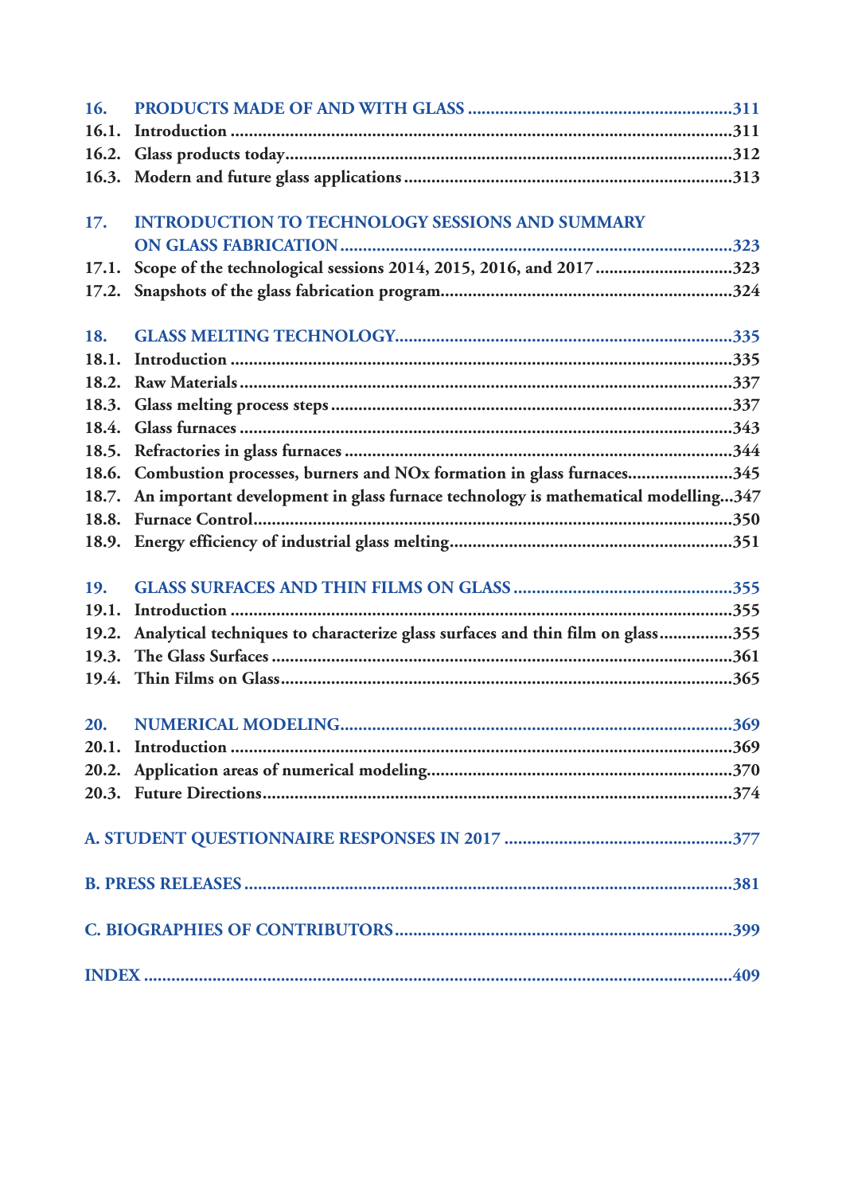16. PRODUCTS MADE OF AND WITH GLASS ....................................................311
16.1. Introduction ....................................................................................311
16.2. Glass products today.........................................................................312
16.3. Modern and future glass applications ................................................313

17. INTRODUCTION TO TECHNOLOGY SESSIONS AND SUMMARY ON GLASS FABRICATION ....................................................................323
17.1. Scope of the technological sessions 2014, 2015, 2016, and 2017 ...........323
17.2. Snapshots of the glass fabrication program...........................................324

18. GLASS MELTING TECHNOLOGY.......................................................335
18.1. Introduction ....................................................................................335
18.2. Raw Materials ..................................................................................337
18.3. Glass melting process steps ...............................................................337
18.4. Glass furnaces ..................................................................................343
18.5. Refractories in glass furnaces ............................................................344
18.6. Combustion processes, burners and NOx formation in glass furnaces.....................345
18.7. An important development in glass furnace technology is mathematical modelling...347
18.8. Furnace Control...............................................................................350
18.9. Energy efficiency of industrial glass melting.........................................351

19. GLASS SURFACES AND THIN FILMS ON GLASS ..................................355
19.1. Introduction ....................................................................................355
19.2. Analytical techniques to characterize glass surfaces and thin film on glass................355
19.3. The Glass Surfaces ..........................................................................361
19.4. Thin Films on Glass..........................................................................365

20. NUMERICAL MODELING..................................................................369
20.1. Introduction ....................................................................................369
20.2. Application areas of numerical modeling.............................................370
20.3. Future Directions.............................................................................374

A. STUDENT QUESTIONNAIRE RESPONSES IN 2017 ....................................377

B. PRESS RELEASES ...............................................................................381

C. BIOGRAPHIES OF CONTRIBUTORS.......................................................399

INDEX .....................................................................................................409